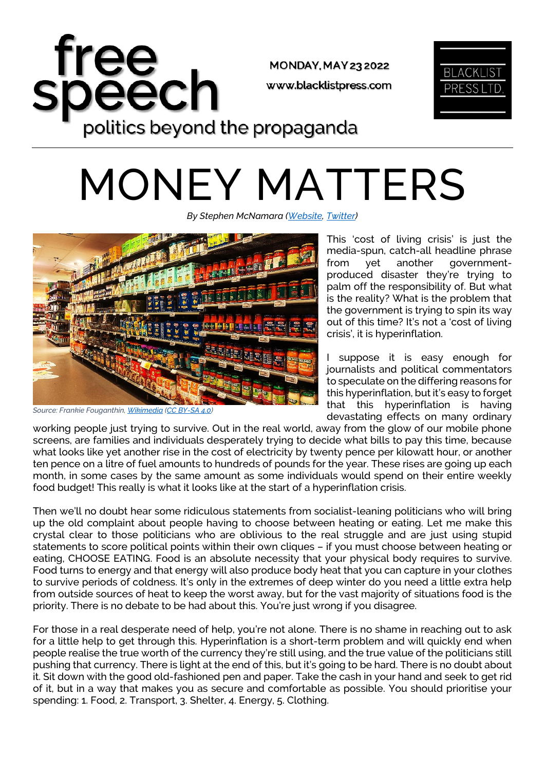# free speech

politics beyond the propaganda

MONDAY, MAY 23 2022

www.blacklistpress.com

BLACKLIST PRESS LTD.

# MONEY MATTERS

*By Stephen McNamara (Website, Twitter)*

*Source: Frankie Fouganthin, Wikimedia (CC BY-SA 4.0)*

This 'cost of living crisis' is just the media-spun, catch-all headline phrase from yet another government-produced disaster they're trying to palm off the responsibility of. But what is the reality? What is the problem that the government is trying to spin its way out of this time? It's not a 'cost of living crisis', it is hyperinflation.

I suppose it is easy enough for journalists and political commentators to speculate on the differing reasons for this hyperinflation, but it's easy to forget that this hyperinflation is having devastating effects on many ordinary working people just trying to survive. Out in the real world, away from the glow of our mobile phone screens, are families and individuals desperately trying to decide what bills to pay this time, because what looks like yet another rise in the cost of electricity by twenty pence per kilowatt hour, or another ten pence on a litre of fuel amounts to hundreds of pounds for the year. These rises are going up each month, in some cases by the same amount as some individuals would spend on their entire weekly food budget! This really is what it looks like at the start of a hyperinflation crisis.

Then we'll no doubt hear some ridiculous statements from socialist-leaning politicians who will bring up the old complaint about people having to choose between heating or eating. Let me make this crystal clear to those politicians who are oblivious to the real struggle and are just using stupid statements to score political points within their own cliques – if you must choose between heating or eating, CHOOSE EATING. Food is an absolute necessity that your physical body requires to survive. Food turns to energy and that energy will also produce body heat that you can capture in your clothes to survive periods of coldness. It's only in the extremes of deep winter do you need a little extra help from outside sources of heat to keep the worst away, but for the vast majority of situations food is the priority. There is no debate to be had about this. You're just wrong if you disagree.

For those in a real desperate need of help, you're not alone. There is no shame in reaching out to ask for a little help to get through this. Hyperinflation is a short-term problem and will quickly end when people realise the true worth of the currency they're still using, and the true value of the politicians still pushing that currency. There is light at the end of this, but it's going to be hard. There is no doubt about it. Sit down with the good old-fashioned pen and paper. Take the cash in your hand and seek to get rid of it, but in a way that makes you as secure and comfortable as possible. You should prioritise your spending: 1. Food, 2. Transport, 3. Shelter, 4. Energy, 5. Clothing.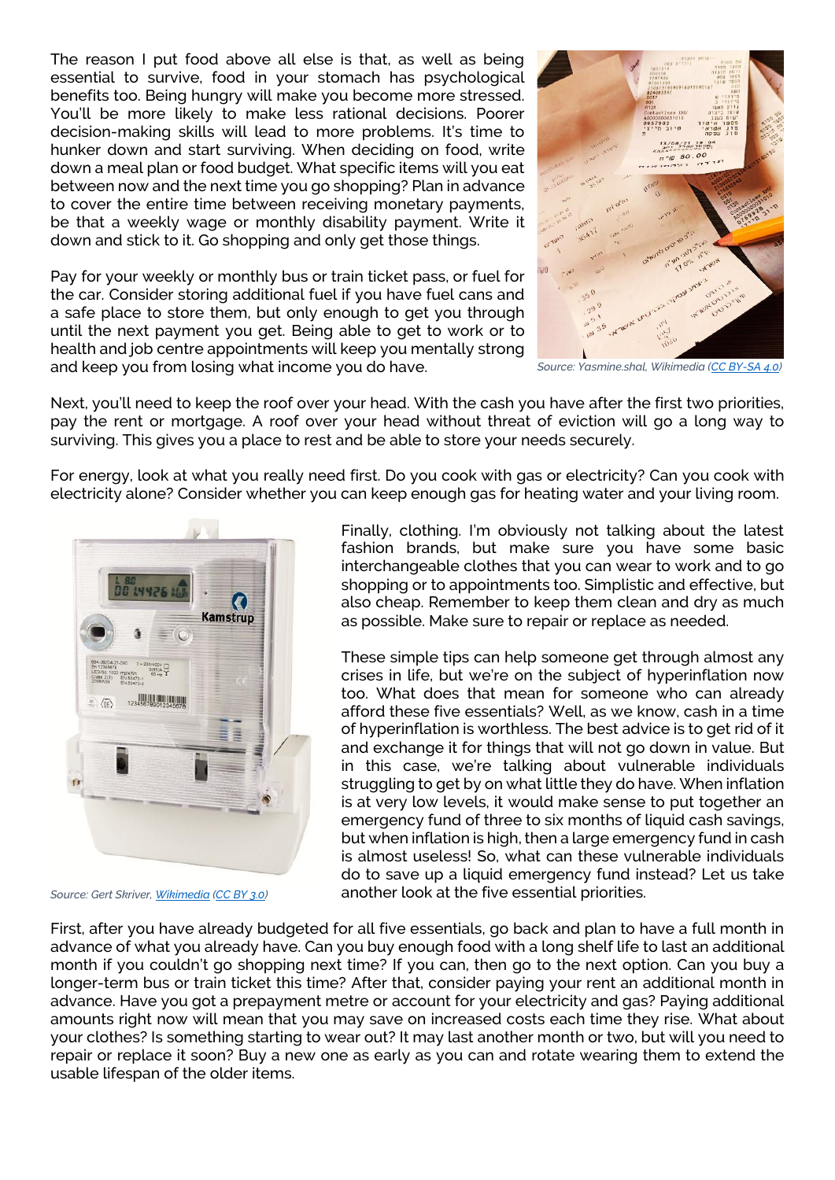The reason I put food above all else is that, as well as being essential to survive, food in your stomach has psychological benefits too. Being hungry will make you become more stressed. You'll be more likely to make less rational decisions. Poorer decision-making skills will lead to more problems. It's time to hunker down and start surviving. When deciding on food, write down a meal plan or food budget. What specific items will you eat between now and the next time you go shopping? Plan in advance to cover the entire time between receiving monetary payments, be that a weekly wage or monthly disability payment. Write it down and stick to it. Go shopping and only get those things.

Pay for your weekly or monthly bus or train ticket pass, or fuel for the car. Consider storing additional fuel if you have fuel cans and a safe place to store them, but only enough to get you through until the next payment you get. Being able to get to work or to health and job centre appointments will keep you mentally strong and keep you from losing what income you do have.

Source: Yasmine.shal, Wikimedia (CC BY-SA 4.0)

Next, you'll need to keep the roof over your head. With the cash you have after the first two priorities, pay the rent or mortgage. A roof over your head without threat of eviction will go a long way to surviving. This gives you a place to rest and be able to store your needs securely.

For energy, look at what you really need first. Do you cook with gas or electricity? Can you cook with electricity alone? Consider whether you can keep enough gas for heating water and your living room.

Source: Gert Skriver, Wikimedia (CC BY 3.0)

Finally, clothing. I'm obviously not talking about the latest fashion brands, but make sure you have some basic interchangeable clothes that you can wear to work and to go shopping or to appointments too. Simplistic and effective, but also cheap. Remember to keep them clean and dry as much as possible. Make sure to repair or replace as needed.

These simple tips can help someone get through almost any crises in life, but we're on the subject of hyperinflation now too. What does that mean for someone who can already afford these five essentials? Well, as we know, cash in a time of hyperinflation is worthless. The best advice is to get rid of it and exchange it for things that will not go down in value. But in this case, we're talking about vulnerable individuals struggling to get by on what little they do have. When inflation is at very low levels, it would make sense to put together an emergency fund of three to six months of liquid cash savings, but when inflation is high, then a large emergency fund in cash is almost useless! So, what can these vulnerable individuals do to save up a liquid emergency fund instead? Let us take another look at the five essential priorities.

First, after you have already budgeted for all five essentials, go back and plan to have a full month in advance of what you already have. Can you buy enough food with a long shelf life to last an additional month if you couldn't go shopping next time? If you can, then go to the next option. Can you buy a longer-term bus or train ticket this time? After that, consider paying your rent an additional month in advance. Have you got a prepayment metre or account for your electricity and gas? Paying additional amounts right now will mean that you may save on increased costs each time they rise. What about your clothes? Is something starting to wear out? It may last another month or two, but will you need to repair or replace it soon? Buy a new one as early as you can and rotate wearing them to extend the usable lifespan of the older items.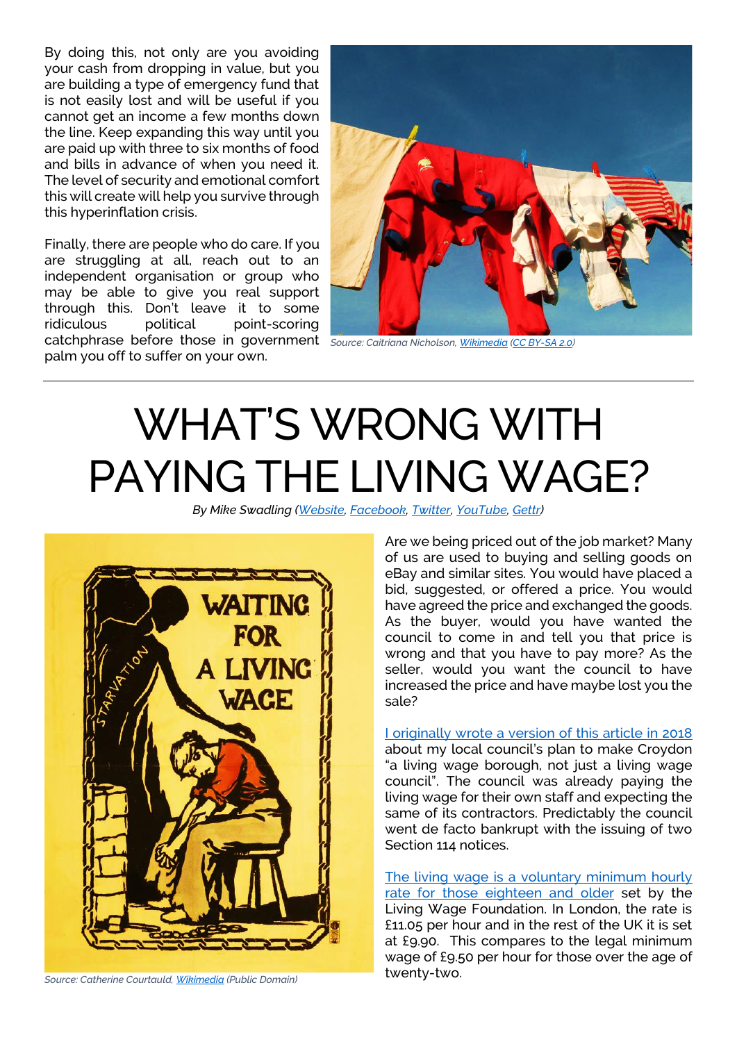By doing this, not only are you avoiding your cash from dropping in value, but you are building a type of emergency fund that is not easily lost and will be useful if you cannot get an income a few months down the line. Keep expanding this way until you are paid up with three to six months of food and bills in advance of when you need it. The level of security and emotional comfort this will create will help you survive through this hyperinflation crisis.

Finally, there are people who do care. If you are struggling at all, reach out to an independent organisation or group who may be able to give you real support through this. Don't leave it to some ridiculous political point-scoring catchphrase before those in government palm you off to suffer on your own.

*Source: Caitriana Nicholson, Wikimedia (CC BY-SA 2.0)*

# WHAT'S WRONG WITH PAYING THE LIVING WAGE?

*By Mike Swadling (Website, Facebook, Twitter, YouTube, Gettr)*

*Source: Catherine Courtauld, Wikimedia (Public Domain)*

Are we being priced out of the job market? Many of us are used to buying and selling goods on eBay and similar sites. You would have placed a bid, suggested, or offered a price. You would have agreed the price and exchanged the goods. As the buyer, would you have wanted the council to come in and tell you that price is wrong and that you have to pay more? As the seller, would you want the council to have increased the price and have maybe lost you the sale?

I originally wrote a version of this article in 2018 about my local council's plan to make Croydon "a living wage borough, not just a living wage council". The council was already paying the living wage for their own staff and expecting the same of its contractors. Predictably the council went de facto bankrupt with the issuing of two Section 114 notices.

The living wage is a voluntary minimum hourly rate for those eighteen and older set by the Living Wage Foundation. In London, the rate is £11.05 per hour and in the rest of the UK it is set at £9.90. This compares to the legal minimum wage of £9.50 per hour for those over the age of twenty-two.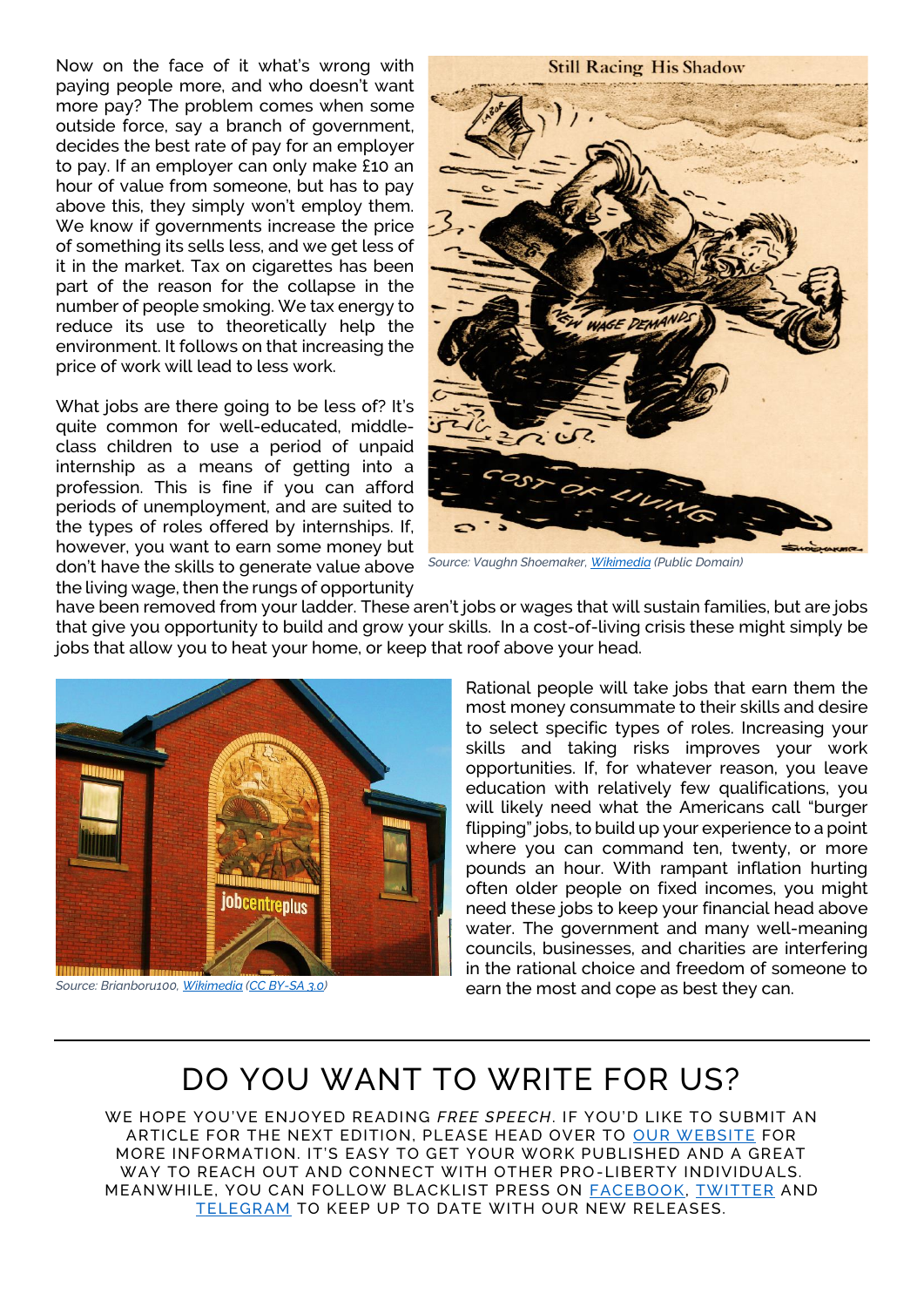Now on the face of it what's wrong with paying people more, and who doesn't want more pay? The problem comes when some outside force, say a branch of government, decides the best rate of pay for an employer to pay. If an employer can only make £10 an hour of value from someone, but has to pay above this, they simply won't employ them. We know if governments increase the price of something its sells less, and we get less of it in the market. Tax on cigarettes has been part of the reason for the collapse in the number of people smoking. We tax energy to reduce its use to theoretically help the environment. It follows on that increasing the price of work will lead to less work.

Source: Vaughn Shoemaker, Wikimedia (Public Domain)

What jobs are there going to be less of? It's quite common for well-educated, middle-class children to use a period of unpaid internship as a means of getting into a profession. This is fine if you can afford periods of unemployment, and are suited to the types of roles offered by internships. If, however, you want to earn some money but don't have the skills to generate value above the living wage, then the rungs of opportunity have been removed from your ladder. These aren't jobs or wages that will sustain families, but are jobs that give you opportunity to build and grow your skills. In a cost-of-living crisis these might simply be jobs that allow you to heat your home, or keep that roof above your head.

Source: Brianboru100, Wikimedia (CC BY-SA 3.0)

Rational people will take jobs that earn them the most money consummate to their skills and desire to select specific types of roles. Increasing your skills and taking risks improves your work opportunities. If, for whatever reason, you leave education with relatively few qualifications, you will likely need what the Americans call "burger flipping" jobs, to build up your experience to a point where you can command ten, twenty, or more pounds an hour. With rampant inflation hurting often older people on fixed incomes, you might need these jobs to keep your financial head above water. The government and many well-meaning councils, businesses, and charities are interfering in the rational choice and freedom of someone to earn the most and cope as best they can.

---

## DO YOU WANT TO WRITE FOR US?

WE HOPE YOU'VE ENJOYED READING *FREE SPEECH*. IF YOU'D LIKE TO SUBMIT AN ARTICLE FOR THE NEXT EDITION, PLEASE HEAD OVER TO OUR WEBSITE FOR MORE INFORMATION. IT'S EASY TO GET YOUR WORK PUBLISHED AND A GREAT WAY TO REACH OUT AND CONNECT WITH OTHER PRO-LIBERTY INDIVIDUALS. MEANWHILE, YOU CAN FOLLOW BLACKLIST PRESS ON FACEBOOK, TWITTER AND TELEGRAM TO KEEP UP TO DATE WITH OUR NEW RELEASES.